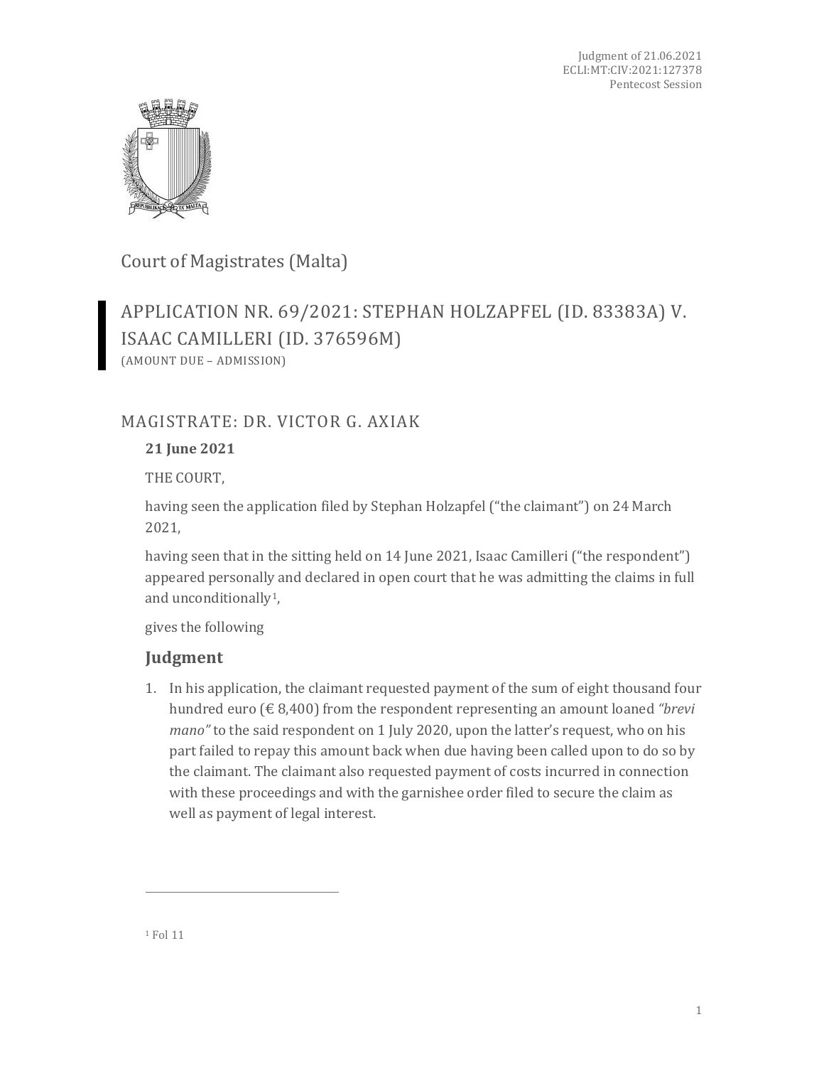Judgment of 21.06.2021
ECLI:MT:CIV:2021:127378
Pentecost Session

# Court of Magistrates (Malta)

## APPLICATION NR. 69/2021: STEPHAN HOLZAPFEL (ID. 83383A) V. ISAAC CAMILLERI (ID. 376596M)

(AMOUNT DUE – ADMISSION)

## MAGISTRATE: DR. VICTOR G. AXIAK

**21 June 2021**

THE COURT,

having seen the application filed by Stephan Holzapfel ("the claimant") on 24 March 2021,

having seen that in the sitting held on 14 June 2021, Isaac Camilleri ("the respondent") appeared personally and declared in open court that he was admitting the claims in full and unconditionally[1],

gives the following

### Judgment

1. In his application, the claimant requested payment of the sum of eight thousand four hundred euro (€ 8,400) from the respondent representing an amount loaned *"brevi mano"* to the said respondent on 1 July 2020, upon the latter's request, who on his part failed to repay this amount back when due having been called upon to do so by the claimant. The claimant also requested payment of costs incurred in connection with these proceedings and with the garnishee order filed to secure the claim as well as payment of legal interest.

---

[1] Fol 11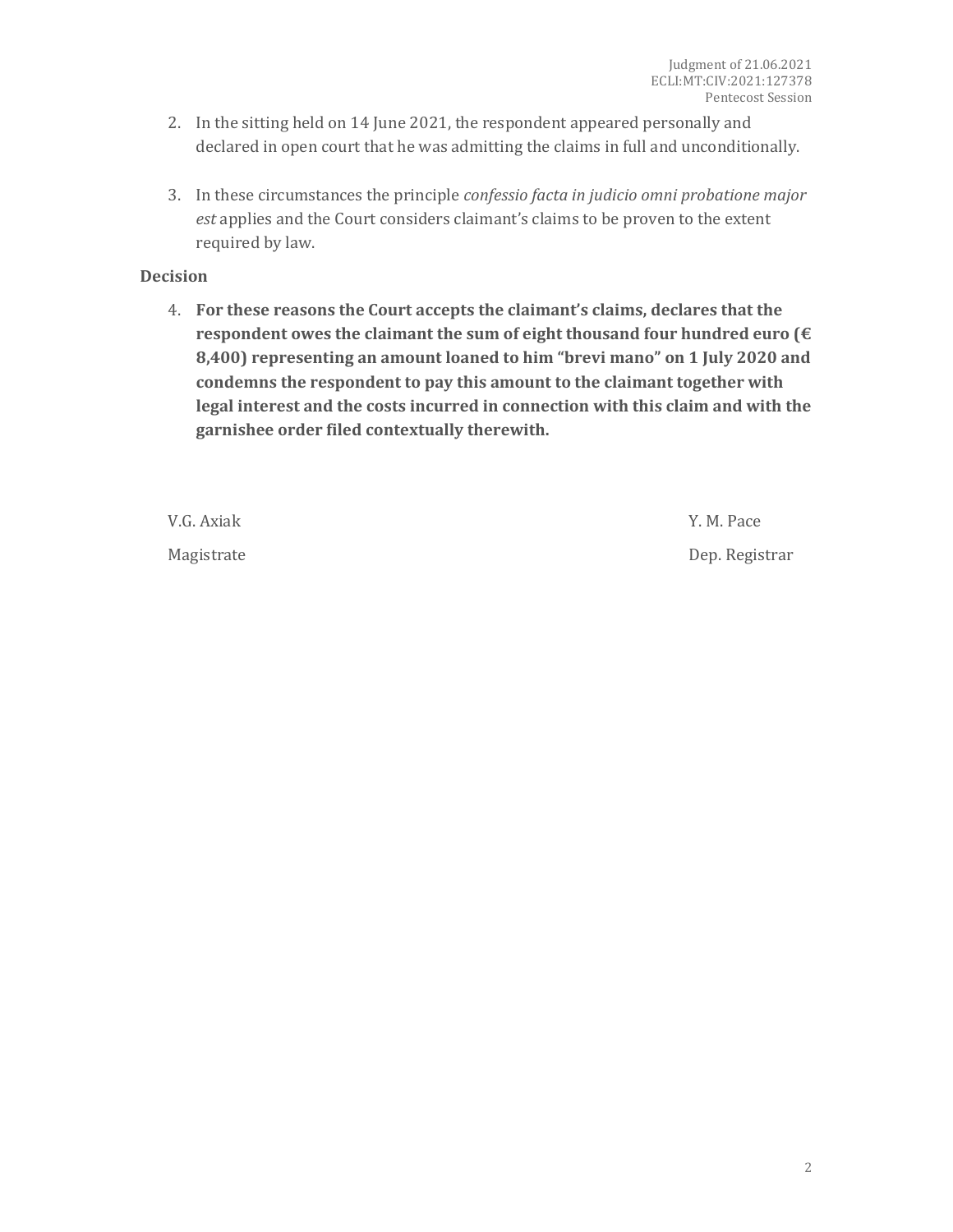2. In the sitting held on 14 June 2021, the respondent appeared personally and declared in open court that he was admitting the claims in full and unconditionally.

3. In these circumstances the principle *confessio facta in judicio omni probatione major est* applies and the Court considers claimant's claims to be proven to the extent required by law.

**Decision**

4. **For these reasons the Court accepts the claimant's claims, declares that the respondent owes the claimant the sum of eight thousand four hundred euro (€ 8,400) representing an amount loaned to him "brevi mano" on 1 July 2020 and condemns the respondent to pay this amount to the claimant together with legal interest and the costs incurred in connection with this claim and with the garnishee order filed contextually therewith.**

V.G. Axiak
Magistrate

Y. M. Pace
Dep. Registrar